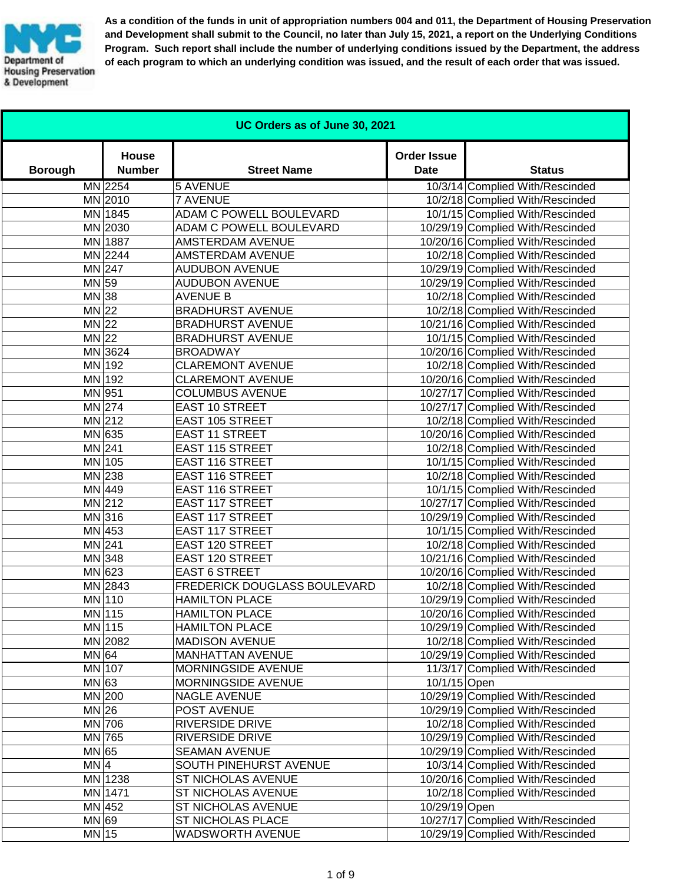NYC Department of Housing Preservation & Development

**As a condition of the funds in unit of appropriation numbers 004 and 011, the Department of Housing Preservation and Development shall submit to the Council, no later than July 15, 2021, a report on the Underlying Conditions Program. Such report shall include the number of underlying conditions issued by the Department, the address of each program to which an underlying condition was issued, and the result of each order that was issued.**

| UC Orders as of June 30, 2021 | | | | |
|---|---|---|---|---|
| **Borough** | **House Number** | **Street Name** | **Order Issue Date** | **Status** |
| MN | 2254 | 5 AVENUE | 10/3/14 | Complied With/Rescinded |
| MN | 2010 | 7 AVENUE | 10/2/18 | Complied With/Rescinded |
| MN | 1845 | ADAM C POWELL BOULEVARD | 10/1/15 | Complied With/Rescinded |
| MN | 2030 | ADAM C POWELL BOULEVARD | 10/29/19 | Complied With/Rescinded |
| MN | 1887 | AMSTERDAM AVENUE | 10/20/16 | Complied With/Rescinded |
| MN | 2244 | AMSTERDAM AVENUE | 10/2/18 | Complied With/Rescinded |
| MN | 247 | AUDUBON AVENUE | 10/29/19 | Complied With/Rescinded |
| MN | 59 | AUDUBON AVENUE | 10/29/19 | Complied With/Rescinded |
| MN | 38 | AVENUE B | 10/2/18 | Complied With/Rescinded |
| MN | 22 | BRADHURST AVENUE | 10/2/18 | Complied With/Rescinded |
| MN | 22 | BRADHURST AVENUE | 10/21/16 | Complied With/Rescinded |
| MN | 22 | BRADHURST AVENUE | 10/1/15 | Complied With/Rescinded |
| MN | 3624 | BROADWAY | 10/20/16 | Complied With/Rescinded |
| MN | 192 | CLAREMONT AVENUE | 10/2/18 | Complied With/Rescinded |
| MN | 192 | CLAREMONT AVENUE | 10/20/16 | Complied With/Rescinded |
| MN | 951 | COLUMBUS AVENUE | 10/27/17 | Complied With/Rescinded |
| MN | 274 | EAST 10 STREET | 10/27/17 | Complied With/Rescinded |
| MN | 212 | EAST 105 STREET | 10/2/18 | Complied With/Rescinded |
| MN | 635 | EAST 11 STREET | 10/20/16 | Complied With/Rescinded |
| MN | 241 | EAST 115 STREET | 10/2/18 | Complied With/Rescinded |
| MN | 105 | EAST 116 STREET | 10/1/15 | Complied With/Rescinded |
| MN | 238 | EAST 116 STREET | 10/2/18 | Complied With/Rescinded |
| MN | 449 | EAST 116 STREET | 10/1/15 | Complied With/Rescinded |
| MN | 212 | EAST 117 STREET | 10/27/17 | Complied With/Rescinded |
| MN | 316 | EAST 117 STREET | 10/29/19 | Complied With/Rescinded |
| MN | 453 | EAST 117 STREET | 10/1/15 | Complied With/Rescinded |
| MN | 241 | EAST 120 STREET | 10/2/18 | Complied With/Rescinded |
| MN | 348 | EAST 120 STREET | 10/21/16 | Complied With/Rescinded |
| MN | 623 | EAST 6 STREET | 10/20/16 | Complied With/Rescinded |
| MN | 2843 | FREDERICK DOUGLASS BOULEVARD | 10/2/18 | Complied With/Rescinded |
| MN | 110 | HAMILTON PLACE | 10/29/19 | Complied With/Rescinded |
| MN | 115 | HAMILTON PLACE | 10/20/16 | Complied With/Rescinded |
| MN | 115 | HAMILTON PLACE | 10/29/19 | Complied With/Rescinded |
| MN | 2082 | MADISON AVENUE | 10/2/18 | Complied With/Rescinded |
| MN | 64 | MANHATTAN AVENUE | 10/29/19 | Complied With/Rescinded |
| MN | 107 | MORNINGSIDE AVENUE | 11/3/17 | Complied With/Rescinded |
| MN | 63 | MORNINGSIDE AVENUE | 10/1/15 | Open |
| MN | 200 | NAGLE AVENUE | 10/29/19 | Complied With/Rescinded |
| MN | 26 | POST AVENUE | 10/29/19 | Complied With/Rescinded |
| MN | 706 | RIVERSIDE DRIVE | 10/2/18 | Complied With/Rescinded |
| MN | 765 | RIVERSIDE DRIVE | 10/29/19 | Complied With/Rescinded |
| MN | 65 | SEAMAN AVENUE | 10/29/19 | Complied With/Rescinded |
| MN | 4 | SOUTH PINEHURST AVENUE | 10/3/14 | Complied With/Rescinded |
| MN | 1238 | ST NICHOLAS AVENUE | 10/20/16 | Complied With/Rescinded |
| MN | 1471 | ST NICHOLAS AVENUE | 10/2/18 | Complied With/Rescinded |
| MN | 452 | ST NICHOLAS AVENUE | 10/29/19 | Open |
| MN | 69 | ST NICHOLAS PLACE | 10/27/17 | Complied With/Rescinded |
| MN | 15 | WADSWORTH AVENUE | 10/29/19 | Complied With/Rescinded |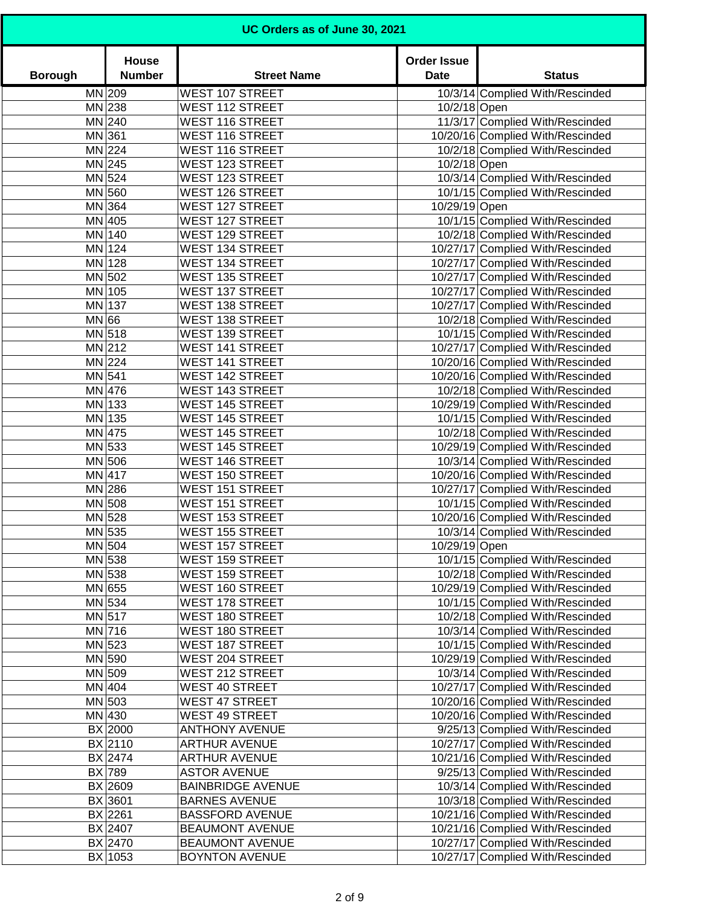| UC Orders as of June 30, 2021 | | | | |
|---|---|---|---|---|
| **Borough** | **House Number** | **Street Name** | **Order Issue Date** | **Status** |
| MN | 209 | WEST 107 STREET | 10/3/14 | Complied With/Rescinded |
| MN | 238 | WEST 112 STREET | 10/2/18 | Open |
| MN | 240 | WEST 116 STREET | 11/3/17 | Complied With/Rescinded |
| MN | 361 | WEST 116 STREET | 10/20/16 | Complied With/Rescinded |
| MN | 224 | WEST 116 STREET | 10/2/18 | Complied With/Rescinded |
| MN | 245 | WEST 123 STREET | 10/2/18 | Open |
| MN | 524 | WEST 123 STREET | 10/3/14 | Complied With/Rescinded |
| MN | 560 | WEST 126 STREET | 10/1/15 | Complied With/Rescinded |
| MN | 364 | WEST 127 STREET | 10/29/19 | Open |
| MN | 405 | WEST 127 STREET | 10/1/15 | Complied With/Rescinded |
| MN | 140 | WEST 129 STREET | 10/2/18 | Complied With/Rescinded |
| MN | 124 | WEST 134 STREET | 10/27/17 | Complied With/Rescinded |
| MN | 128 | WEST 134 STREET | 10/27/17 | Complied With/Rescinded |
| MN | 502 | WEST 135 STREET | 10/27/17 | Complied With/Rescinded |
| MN | 105 | WEST 137 STREET | 10/27/17 | Complied With/Rescinded |
| MN | 137 | WEST 138 STREET | 10/27/17 | Complied With/Rescinded |
| MN | 66 | WEST 138 STREET | 10/2/18 | Complied With/Rescinded |
| MN | 518 | WEST 139 STREET | 10/1/15 | Complied With/Rescinded |
| MN | 212 | WEST 141 STREET | 10/27/17 | Complied With/Rescinded |
| MN | 224 | WEST 141 STREET | 10/20/16 | Complied With/Rescinded |
| MN | 541 | WEST 142 STREET | 10/20/16 | Complied With/Rescinded |
| MN | 476 | WEST 143 STREET | 10/2/18 | Complied With/Rescinded |
| MN | 133 | WEST 145 STREET | 10/29/19 | Complied With/Rescinded |
| MN | 135 | WEST 145 STREET | 10/1/15 | Complied With/Rescinded |
| MN | 475 | WEST 145 STREET | 10/2/18 | Complied With/Rescinded |
| MN | 533 | WEST 145 STREET | 10/29/19 | Complied With/Rescinded |
| MN | 506 | WEST 146 STREET | 10/3/14 | Complied With/Rescinded |
| MN | 417 | WEST 150 STREET | 10/20/16 | Complied With/Rescinded |
| MN | 286 | WEST 151 STREET | 10/27/17 | Complied With/Rescinded |
| MN | 508 | WEST 151 STREET | 10/1/15 | Complied With/Rescinded |
| MN | 528 | WEST 153 STREET | 10/20/16 | Complied With/Rescinded |
| MN | 535 | WEST 155 STREET | 10/3/14 | Complied With/Rescinded |
| MN | 504 | WEST 157 STREET | 10/29/19 | Open |
| MN | 538 | WEST 159 STREET | 10/1/15 | Complied With/Rescinded |
| MN | 538 | WEST 159 STREET | 10/2/18 | Complied With/Rescinded |
| MN | 655 | WEST 160 STREET | 10/29/19 | Complied With/Rescinded |
| MN | 534 | WEST 178 STREET | 10/1/15 | Complied With/Rescinded |
| MN | 517 | WEST 180 STREET | 10/2/18 | Complied With/Rescinded |
| MN | 716 | WEST 180 STREET | 10/3/14 | Complied With/Rescinded |
| MN | 523 | WEST 187 STREET | 10/1/15 | Complied With/Rescinded |
| MN | 590 | WEST 204 STREET | 10/29/19 | Complied With/Rescinded |
| MN | 509 | WEST 212 STREET | 10/3/14 | Complied With/Rescinded |
| MN | 404 | WEST 40 STREET | 10/27/17 | Complied With/Rescinded |
| MN | 503 | WEST 47 STREET | 10/20/16 | Complied With/Rescinded |
| MN | 430 | WEST 49 STREET | 10/20/16 | Complied With/Rescinded |
| BX | 2000 | ANTHONY AVENUE | 9/25/13 | Complied With/Rescinded |
| BX | 2110 | ARTHUR AVENUE | 10/27/17 | Complied With/Rescinded |
| BX | 2474 | ARTHUR AVENUE | 10/21/16 | Complied With/Rescinded |
| BX | 789 | ASTOR AVENUE | 9/25/13 | Complied With/Rescinded |
| BX | 2609 | BAINBRIDGE AVENUE | 10/3/14 | Complied With/Rescinded |
| BX | 3601 | BARNES AVENUE | 10/3/18 | Complied With/Rescinded |
| BX | 2261 | BASSFORD AVENUE | 10/21/16 | Complied With/Rescinded |
| BX | 2407 | BEAUMONT AVENUE | 10/21/16 | Complied With/Rescinded |
| BX | 2470 | BEAUMONT AVENUE | 10/27/17 | Complied With/Rescinded |
| BX | 1053 | BOYNTON AVENUE | 10/27/17 | Complied With/Rescinded |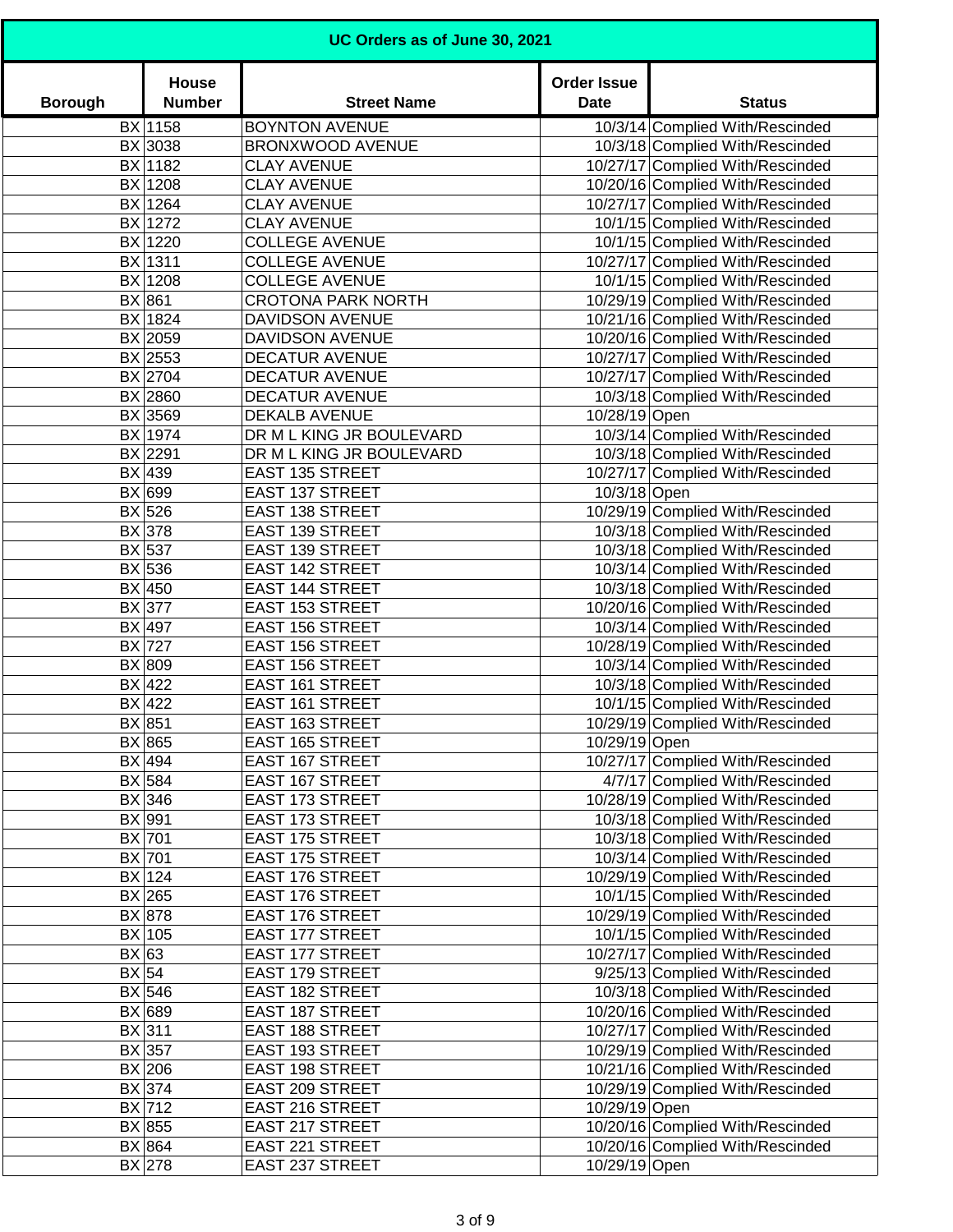| UC Orders as of June 30, 2021 | | | | |
|---|---|---|---|---|
| **Borough** | **House Number** | **Street Name** | **Order Issue Date** | **Status** |
| BX | 1158 | BOYNTON AVENUE | 10/3/14 | Complied With/Rescinded |
| BX | 3038 | BRONXWOOD AVENUE | 10/3/18 | Complied With/Rescinded |
| BX | 1182 | CLAY AVENUE | 10/27/17 | Complied With/Rescinded |
| BX | 1208 | CLAY AVENUE | 10/20/16 | Complied With/Rescinded |
| BX | 1264 | CLAY AVENUE | 10/27/17 | Complied With/Rescinded |
| BX | 1272 | CLAY AVENUE | 10/1/15 | Complied With/Rescinded |
| BX | 1220 | COLLEGE AVENUE | 10/1/15 | Complied With/Rescinded |
| BX | 1311 | COLLEGE AVENUE | 10/27/17 | Complied With/Rescinded |
| BX | 1208 | COLLEGE AVENUE | 10/1/15 | Complied With/Rescinded |
| BX | 861 | CROTONA PARK NORTH | 10/29/19 | Complied With/Rescinded |
| BX | 1824 | DAVIDSON AVENUE | 10/21/16 | Complied With/Rescinded |
| BX | 2059 | DAVIDSON AVENUE | 10/20/16 | Complied With/Rescinded |
| BX | 2553 | DECATUR AVENUE | 10/27/17 | Complied With/Rescinded |
| BX | 2704 | DECATUR AVENUE | 10/27/17 | Complied With/Rescinded |
| BX | 2860 | DECATUR AVENUE | 10/3/18 | Complied With/Rescinded |
| BX | 3569 | DEKALB AVENUE | 10/28/19 | Open |
| BX | 1974 | DR M L KING JR BOULEVARD | 10/3/14 | Complied With/Rescinded |
| BX | 2291 | DR M L KING JR BOULEVARD | 10/3/18 | Complied With/Rescinded |
| BX | 439 | EAST 135 STREET | 10/27/17 | Complied With/Rescinded |
| BX | 699 | EAST 137 STREET | 10/3/18 | Open |
| BX | 526 | EAST 138 STREET | 10/29/19 | Complied With/Rescinded |
| BX | 378 | EAST 139 STREET | 10/3/18 | Complied With/Rescinded |
| BX | 537 | EAST 139 STREET | 10/3/18 | Complied With/Rescinded |
| BX | 536 | EAST 142 STREET | 10/3/14 | Complied With/Rescinded |
| BX | 450 | EAST 144 STREET | 10/3/18 | Complied With/Rescinded |
| BX | 377 | EAST 153 STREET | 10/20/16 | Complied With/Rescinded |
| BX | 497 | EAST 156 STREET | 10/3/14 | Complied With/Rescinded |
| BX | 727 | EAST 156 STREET | 10/28/19 | Complied With/Rescinded |
| BX | 809 | EAST 156 STREET | 10/3/14 | Complied With/Rescinded |
| BX | 422 | EAST 161 STREET | 10/3/18 | Complied With/Rescinded |
| BX | 422 | EAST 161 STREET | 10/1/15 | Complied With/Rescinded |
| BX | 851 | EAST 163 STREET | 10/29/19 | Complied With/Rescinded |
| BX | 865 | EAST 165 STREET | 10/29/19 | Open |
| BX | 494 | EAST 167 STREET | 10/27/17 | Complied With/Rescinded |
| BX | 584 | EAST 167 STREET | 4/7/17 | Complied With/Rescinded |
| BX | 346 | EAST 173 STREET | 10/28/19 | Complied With/Rescinded |
| BX | 991 | EAST 173 STREET | 10/3/18 | Complied With/Rescinded |
| BX | 701 | EAST 175 STREET | 10/3/18 | Complied With/Rescinded |
| BX | 701 | EAST 175 STREET | 10/3/14 | Complied With/Rescinded |
| BX | 124 | EAST 176 STREET | 10/29/19 | Complied With/Rescinded |
| BX | 265 | EAST 176 STREET | 10/1/15 | Complied With/Rescinded |
| BX | 878 | EAST 176 STREET | 10/29/19 | Complied With/Rescinded |
| BX | 105 | EAST 177 STREET | 10/1/15 | Complied With/Rescinded |
| BX | 63 | EAST 177 STREET | 10/27/17 | Complied With/Rescinded |
| BX | 54 | EAST 179 STREET | 9/25/13 | Complied With/Rescinded |
| BX | 546 | EAST 182 STREET | 10/3/18 | Complied With/Rescinded |
| BX | 689 | EAST 187 STREET | 10/20/16 | Complied With/Rescinded |
| BX | 311 | EAST 188 STREET | 10/27/17 | Complied With/Rescinded |
| BX | 357 | EAST 193 STREET | 10/29/19 | Complied With/Rescinded |
| BX | 206 | EAST 198 STREET | 10/21/16 | Complied With/Rescinded |
| BX | 374 | EAST 209 STREET | 10/29/19 | Complied With/Rescinded |
| BX | 712 | EAST 216 STREET | 10/29/19 | Open |
| BX | 855 | EAST 217 STREET | 10/20/16 | Complied With/Rescinded |
| BX | 864 | EAST 221 STREET | 10/20/16 | Complied With/Rescinded |
| BX | 278 | EAST 237 STREET | 10/29/19 | Open |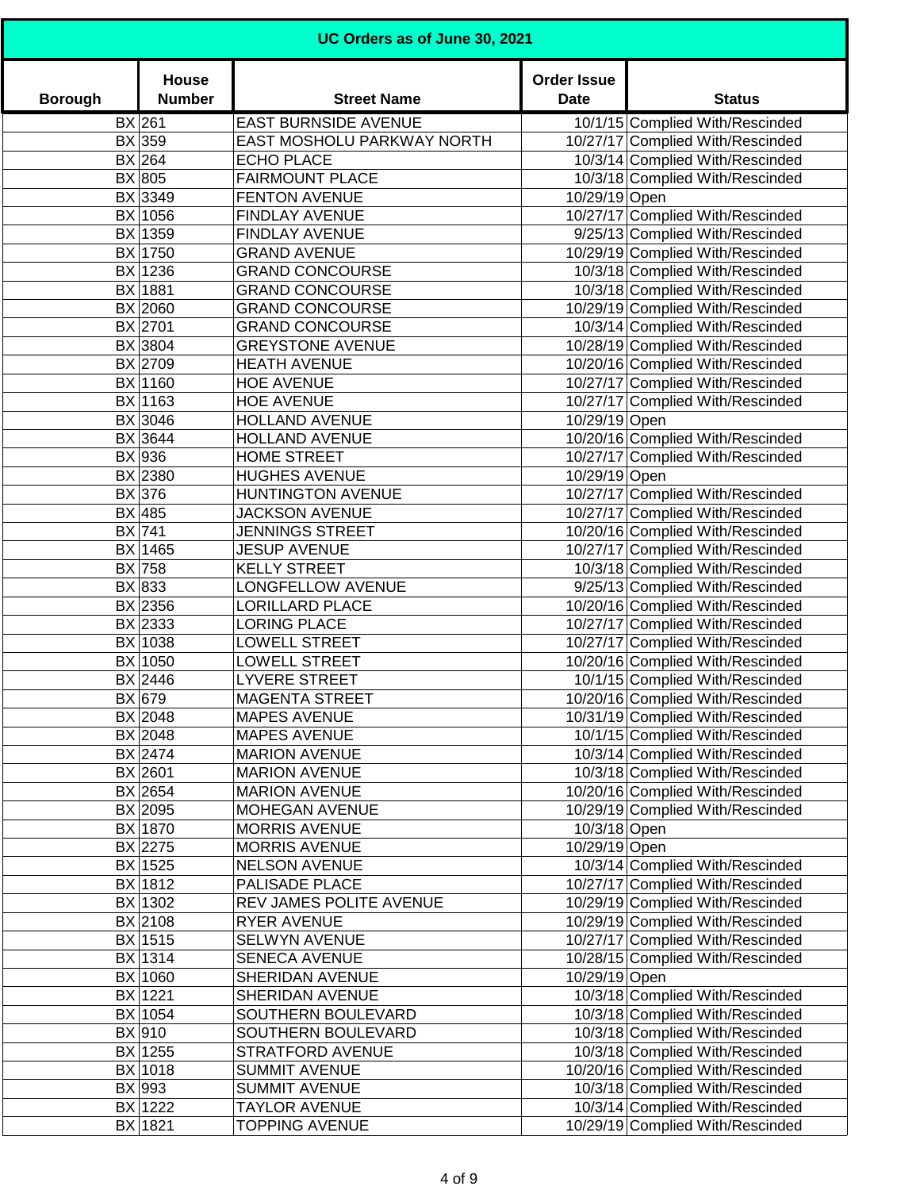| UC Orders as of June 30, 2021 | | | | |
|---|---|---|---|---|
| **Borough** | **House Number** | **Street Name** | **Order Issue Date** | **Status** |
| BX | 261 | EAST BURNSIDE AVENUE | 10/1/15 | Complied With/Rescinded |
| BX | 359 | EAST MOSHOLU PARKWAY NORTH | 10/27/17 | Complied With/Rescinded |
| BX | 264 | ECHO PLACE | 10/3/14 | Complied With/Rescinded |
| BX | 805 | FAIRMOUNT PLACE | 10/3/18 | Complied With/Rescinded |
| BX | 3349 | FENTON AVENUE | 10/29/19 | Open |
| BX | 1056 | FINDLAY AVENUE | 10/27/17 | Complied With/Rescinded |
| BX | 1359 | FINDLAY AVENUE | 9/25/13 | Complied With/Rescinded |
| BX | 1750 | GRAND AVENUE | 10/29/19 | Complied With/Rescinded |
| BX | 1236 | GRAND CONCOURSE | 10/3/18 | Complied With/Rescinded |
| BX | 1881 | GRAND CONCOURSE | 10/3/18 | Complied With/Rescinded |
| BX | 2060 | GRAND CONCOURSE | 10/29/19 | Complied With/Rescinded |
| BX | 2701 | GRAND CONCOURSE | 10/3/14 | Complied With/Rescinded |
| BX | 3804 | GREYSTONE AVENUE | 10/28/19 | Complied With/Rescinded |
| BX | 2709 | HEATH AVENUE | 10/20/16 | Complied With/Rescinded |
| BX | 1160 | HOE AVENUE | 10/27/17 | Complied With/Rescinded |
| BX | 1163 | HOE AVENUE | 10/27/17 | Complied With/Rescinded |
| BX | 3046 | HOLLAND AVENUE | 10/29/19 | Open |
| BX | 3644 | HOLLAND AVENUE | 10/20/16 | Complied With/Rescinded |
| BX | 936 | HOME STREET | 10/27/17 | Complied With/Rescinded |
| BX | 2380 | HUGHES AVENUE | 10/29/19 | Open |
| BX | 376 | HUNTINGTON AVENUE | 10/27/17 | Complied With/Rescinded |
| BX | 485 | JACKSON AVENUE | 10/27/17 | Complied With/Rescinded |
| BX | 741 | JENNINGS STREET | 10/20/16 | Complied With/Rescinded |
| BX | 1465 | JESUP AVENUE | 10/27/17 | Complied With/Rescinded |
| BX | 758 | KELLY STREET | 10/3/18 | Complied With/Rescinded |
| BX | 833 | LONGFELLOW AVENUE | 9/25/13 | Complied With/Rescinded |
| BX | 2356 | LORILLARD PLACE | 10/20/16 | Complied With/Rescinded |
| BX | 2333 | LORING PLACE | 10/27/17 | Complied With/Rescinded |
| BX | 1038 | LOWELL STREET | 10/27/17 | Complied With/Rescinded |
| BX | 1050 | LOWELL STREET | 10/20/16 | Complied With/Rescinded |
| BX | 2446 | LYVERE STREET | 10/1/15 | Complied With/Rescinded |
| BX | 679 | MAGENTA STREET | 10/20/16 | Complied With/Rescinded |
| BX | 2048 | MAPES AVENUE | 10/31/19 | Complied With/Rescinded |
| BX | 2048 | MAPES AVENUE | 10/1/15 | Complied With/Rescinded |
| BX | 2474 | MARION AVENUE | 10/3/14 | Complied With/Rescinded |
| BX | 2601 | MARION AVENUE | 10/3/18 | Complied With/Rescinded |
| BX | 2654 | MARION AVENUE | 10/20/16 | Complied With/Rescinded |
| BX | 2095 | MOHEGAN AVENUE | 10/29/19 | Complied With/Rescinded |
| BX | 1870 | MORRIS AVENUE | 10/3/18 | Open |
| BX | 2275 | MORRIS AVENUE | 10/29/19 | Open |
| BX | 1525 | NELSON AVENUE | 10/3/14 | Complied With/Rescinded |
| BX | 1812 | PALISADE PLACE | 10/27/17 | Complied With/Rescinded |
| BX | 1302 | REV JAMES POLITE AVENUE | 10/29/19 | Complied With/Rescinded |
| BX | 2108 | RYER AVENUE | 10/29/19 | Complied With/Rescinded |
| BX | 1515 | SELWYN AVENUE | 10/27/17 | Complied With/Rescinded |
| BX | 1314 | SENECA AVENUE | 10/28/15 | Complied With/Rescinded |
| BX | 1060 | SHERIDAN AVENUE | 10/29/19 | Open |
| BX | 1221 | SHERIDAN AVENUE | 10/3/18 | Complied With/Rescinded |
| BX | 1054 | SOUTHERN BOULEVARD | 10/3/18 | Complied With/Rescinded |
| BX | 910 | SOUTHERN BOULEVARD | 10/3/18 | Complied With/Rescinded |
| BX | 1255 | STRATFORD AVENUE | 10/3/18 | Complied With/Rescinded |
| BX | 1018 | SUMMIT AVENUE | 10/20/16 | Complied With/Rescinded |
| BX | 993 | SUMMIT AVENUE | 10/3/18 | Complied With/Rescinded |
| BX | 1222 | TAYLOR AVENUE | 10/3/14 | Complied With/Rescinded |
| BX | 1821 | TOPPING AVENUE | 10/29/19 | Complied With/Rescinded |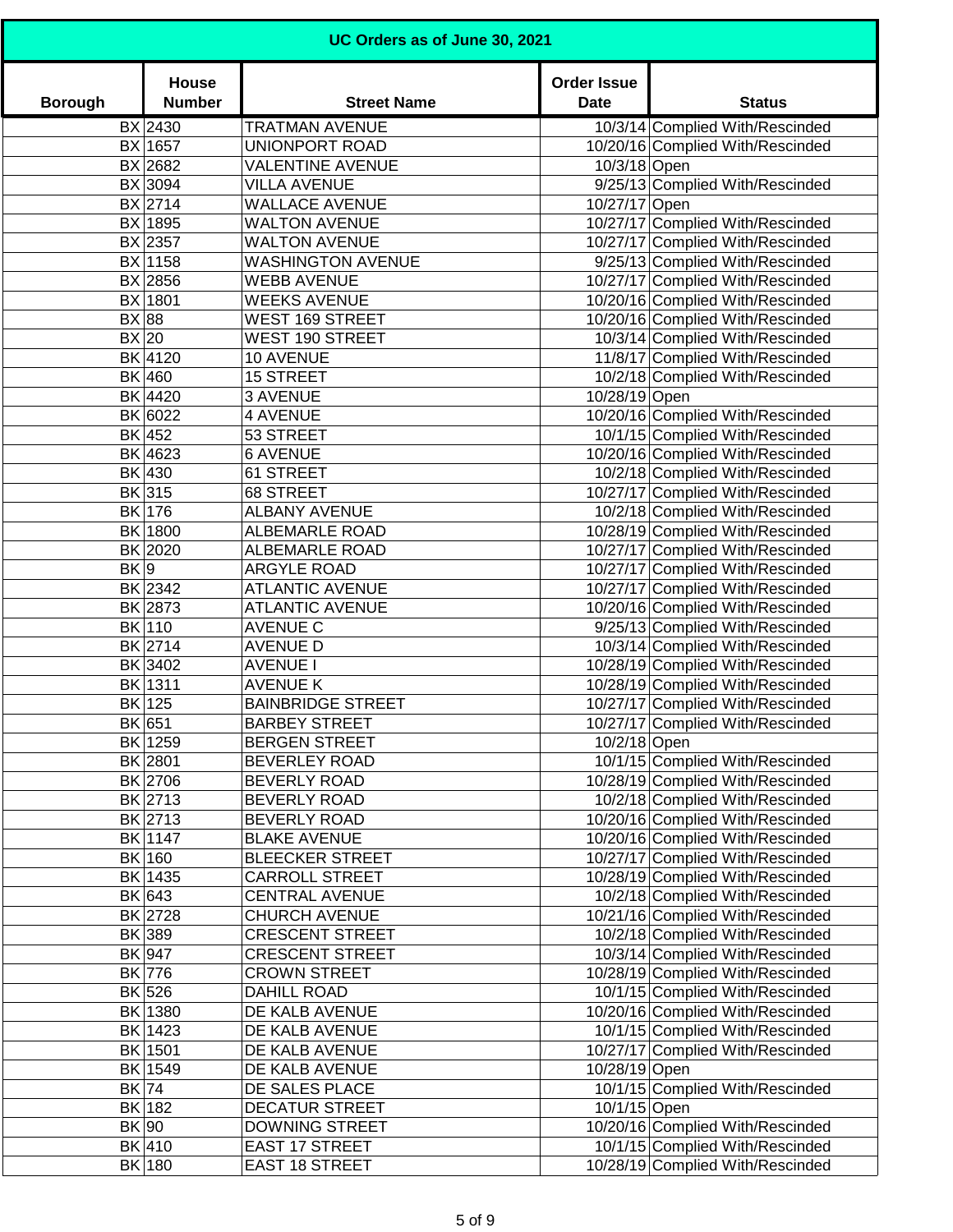| UC Orders as of June 30, 2021 | | | | |
|---|---|---|---|---|
| **Borough** | **House Number** | **Street Name** | **Order Issue Date** | **Status** |
| BX | 2430 | TRATMAN AVENUE | 10/3/14 | Complied With/Rescinded |
| BX | 1657 | UNIONPORT ROAD | 10/20/16 | Complied With/Rescinded |
| BX | 2682 | VALENTINE AVENUE | 10/3/18 | Open |
| BX | 3094 | VILLA AVENUE | 9/25/13 | Complied With/Rescinded |
| BX | 2714 | WALLACE AVENUE | 10/27/17 | Open |
| BX | 1895 | WALTON AVENUE | 10/27/17 | Complied With/Rescinded |
| BX | 2357 | WALTON AVENUE | 10/27/17 | Complied With/Rescinded |
| BX | 1158 | WASHINGTON AVENUE | 9/25/13 | Complied With/Rescinded |
| BX | 2856 | WEBB AVENUE | 10/27/17 | Complied With/Rescinded |
| BX | 1801 | WEEKS AVENUE | 10/20/16 | Complied With/Rescinded |
| BX | 88 | WEST 169 STREET | 10/20/16 | Complied With/Rescinded |
| BX | 20 | WEST 190 STREET | 10/3/14 | Complied With/Rescinded |
| BK | 4120 | 10 AVENUE | 11/8/17 | Complied With/Rescinded |
| BK | 460 | 15 STREET | 10/2/18 | Complied With/Rescinded |
| BK | 4420 | 3 AVENUE | 10/28/19 | Open |
| BK | 6022 | 4 AVENUE | 10/20/16 | Complied With/Rescinded |
| BK | 452 | 53 STREET | 10/1/15 | Complied With/Rescinded |
| BK | 4623 | 6 AVENUE | 10/20/16 | Complied With/Rescinded |
| BK | 430 | 61 STREET | 10/2/18 | Complied With/Rescinded |
| BK | 315 | 68 STREET | 10/27/17 | Complied With/Rescinded |
| BK | 176 | ALBANY AVENUE | 10/2/18 | Complied With/Rescinded |
| BK | 1800 | ALBEMARLE ROAD | 10/28/19 | Complied With/Rescinded |
| BK | 2020 | ALBEMARLE ROAD | 10/27/17 | Complied With/Rescinded |
| BK | 9 | ARGYLE ROAD | 10/27/17 | Complied With/Rescinded |
| BK | 2342 | ATLANTIC AVENUE | 10/27/17 | Complied With/Rescinded |
| BK | 2873 | ATLANTIC AVENUE | 10/20/16 | Complied With/Rescinded |
| BK | 110 | AVENUE C | 9/25/13 | Complied With/Rescinded |
| BK | 2714 | AVENUE D | 10/3/14 | Complied With/Rescinded |
| BK | 3402 | AVENUE I | 10/28/19 | Complied With/Rescinded |
| BK | 1311 | AVENUE K | 10/28/19 | Complied With/Rescinded |
| BK | 125 | BAINBRIDGE STREET | 10/27/17 | Complied With/Rescinded |
| BK | 651 | BARBEY STREET | 10/27/17 | Complied With/Rescinded |
| BK | 1259 | BERGEN STREET | 10/2/18 | Open |
| BK | 2801 | BEVERLEY ROAD | 10/1/15 | Complied With/Rescinded |
| BK | 2706 | BEVERLY ROAD | 10/28/19 | Complied With/Rescinded |
| BK | 2713 | BEVERLY ROAD | 10/2/18 | Complied With/Rescinded |
| BK | 2713 | BEVERLY ROAD | 10/20/16 | Complied With/Rescinded |
| BK | 1147 | BLAKE AVENUE | 10/20/16 | Complied With/Rescinded |
| BK | 160 | BLEECKER STREET | 10/27/17 | Complied With/Rescinded |
| BK | 1435 | CARROLL STREET | 10/28/19 | Complied With/Rescinded |
| BK | 643 | CENTRAL AVENUE | 10/2/18 | Complied With/Rescinded |
| BK | 2728 | CHURCH AVENUE | 10/21/16 | Complied With/Rescinded |
| BK | 389 | CRESCENT STREET | 10/2/18 | Complied With/Rescinded |
| BK | 947 | CRESCENT STREET | 10/3/14 | Complied With/Rescinded |
| BK | 776 | CROWN STREET | 10/28/19 | Complied With/Rescinded |
| BK | 526 | DAHILL ROAD | 10/1/15 | Complied With/Rescinded |
| BK | 1380 | DE KALB AVENUE | 10/20/16 | Complied With/Rescinded |
| BK | 1423 | DE KALB AVENUE | 10/1/15 | Complied With/Rescinded |
| BK | 1501 | DE KALB AVENUE | 10/27/17 | Complied With/Rescinded |
| BK | 1549 | DE KALB AVENUE | 10/28/19 | Open |
| BK | 74 | DE SALES PLACE | 10/1/15 | Complied With/Rescinded |
| BK | 182 | DECATUR STREET | 10/1/15 | Open |
| BK | 90 | DOWNING STREET | 10/20/16 | Complied With/Rescinded |
| BK | 410 | EAST 17 STREET | 10/1/15 | Complied With/Rescinded |
| BK | 180 | EAST 18 STREET | 10/28/19 | Complied With/Rescinded |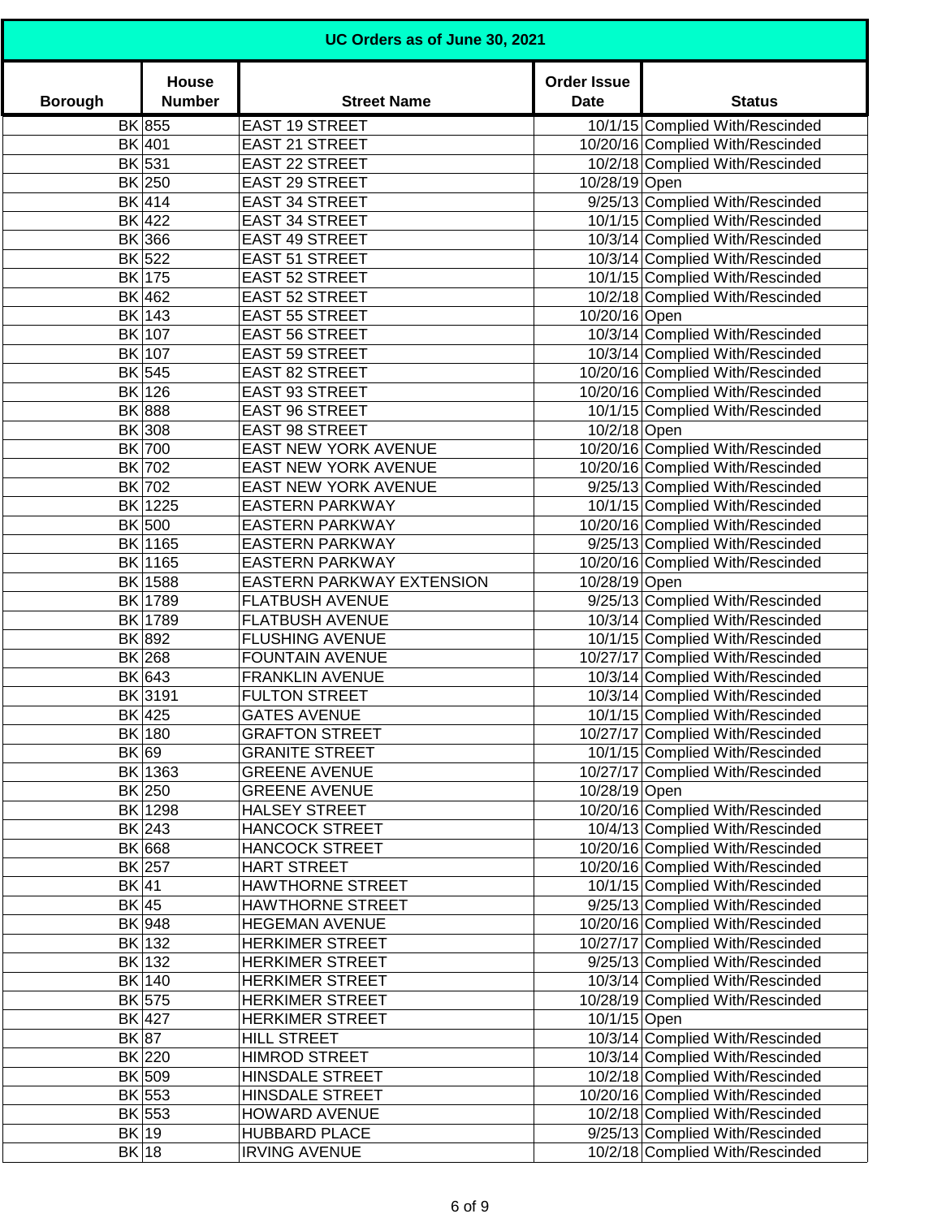| UC Orders as of June 30, 2021 | | | | |
|---|---|---|---|---|
| **Borough** | **House Number** | **Street Name** | **Order Issue Date** | **Status** |
| BK | 855 | EAST 19 STREET | 10/1/15 | Complied With/Rescinded |
| BK | 401 | EAST 21 STREET | 10/20/16 | Complied With/Rescinded |
| BK | 531 | EAST 22 STREET | 10/2/18 | Complied With/Rescinded |
| BK | 250 | EAST 29 STREET | 10/28/19 | Open |
| BK | 414 | EAST 34 STREET | 9/25/13 | Complied With/Rescinded |
| BK | 422 | EAST 34 STREET | 10/1/15 | Complied With/Rescinded |
| BK | 366 | EAST 49 STREET | 10/3/14 | Complied With/Rescinded |
| BK | 522 | EAST 51 STREET | 10/3/14 | Complied With/Rescinded |
| BK | 175 | EAST 52 STREET | 10/1/15 | Complied With/Rescinded |
| BK | 462 | EAST 52 STREET | 10/2/18 | Complied With/Rescinded |
| BK | 143 | EAST 55 STREET | 10/20/16 | Open |
| BK | 107 | EAST 56 STREET | 10/3/14 | Complied With/Rescinded |
| BK | 107 | EAST 59 STREET | 10/3/14 | Complied With/Rescinded |
| BK | 545 | EAST 82 STREET | 10/20/16 | Complied With/Rescinded |
| BK | 126 | EAST 93 STREET | 10/20/16 | Complied With/Rescinded |
| BK | 888 | EAST 96 STREET | 10/1/15 | Complied With/Rescinded |
| BK | 308 | EAST 98 STREET | 10/2/18 | Open |
| BK | 700 | EAST NEW YORK AVENUE | 10/20/16 | Complied With/Rescinded |
| BK | 702 | EAST NEW YORK AVENUE | 10/20/16 | Complied With/Rescinded |
| BK | 702 | EAST NEW YORK AVENUE | 9/25/13 | Complied With/Rescinded |
| BK | 1225 | EASTERN PARKWAY | 10/1/15 | Complied With/Rescinded |
| BK | 500 | EASTERN PARKWAY | 10/20/16 | Complied With/Rescinded |
| BK | 1165 | EASTERN PARKWAY | 9/25/13 | Complied With/Rescinded |
| BK | 1165 | EASTERN PARKWAY | 10/20/16 | Complied With/Rescinded |
| BK | 1588 | EASTERN PARKWAY EXTENSION | 10/28/19 | Open |
| BK | 1789 | FLATBUSH AVENUE | 9/25/13 | Complied With/Rescinded |
| BK | 1789 | FLATBUSH AVENUE | 10/3/14 | Complied With/Rescinded |
| BK | 892 | FLUSHING AVENUE | 10/1/15 | Complied With/Rescinded |
| BK | 268 | FOUNTAIN AVENUE | 10/27/17 | Complied With/Rescinded |
| BK | 643 | FRANKLIN AVENUE | 10/3/14 | Complied With/Rescinded |
| BK | 3191 | FULTON STREET | 10/3/14 | Complied With/Rescinded |
| BK | 425 | GATES AVENUE | 10/1/15 | Complied With/Rescinded |
| BK | 180 | GRAFTON STREET | 10/27/17 | Complied With/Rescinded |
| BK | 69 | GRANITE STREET | 10/1/15 | Complied With/Rescinded |
| BK | 1363 | GREENE AVENUE | 10/27/17 | Complied With/Rescinded |
| BK | 250 | GREENE AVENUE | 10/28/19 | Open |
| BK | 1298 | HALSEY STREET | 10/20/16 | Complied With/Rescinded |
| BK | 243 | HANCOCK STREET | 10/4/13 | Complied With/Rescinded |
| BK | 668 | HANCOCK STREET | 10/20/16 | Complied With/Rescinded |
| BK | 257 | HART STREET | 10/20/16 | Complied With/Rescinded |
| BK | 41 | HAWTHORNE STREET | 10/1/15 | Complied With/Rescinded |
| BK | 45 | HAWTHORNE STREET | 9/25/13 | Complied With/Rescinded |
| BK | 948 | HEGEMAN AVENUE | 10/20/16 | Complied With/Rescinded |
| BK | 132 | HERKIMER STREET | 10/27/17 | Complied With/Rescinded |
| BK | 132 | HERKIMER STREET | 9/25/13 | Complied With/Rescinded |
| BK | 140 | HERKIMER STREET | 10/3/14 | Complied With/Rescinded |
| BK | 575 | HERKIMER STREET | 10/28/19 | Complied With/Rescinded |
| BK | 427 | HERKIMER STREET | 10/1/15 | Open |
| BK | 87 | HILL STREET | 10/3/14 | Complied With/Rescinded |
| BK | 220 | HIMROD STREET | 10/3/14 | Complied With/Rescinded |
| BK | 509 | HINSDALE STREET | 10/2/18 | Complied With/Rescinded |
| BK | 553 | HINSDALE STREET | 10/20/16 | Complied With/Rescinded |
| BK | 553 | HOWARD AVENUE | 10/2/18 | Complied With/Rescinded |
| BK | 19 | HUBBARD PLACE | 9/25/13 | Complied With/Rescinded |
| BK | 18 | IRVING AVENUE | 10/2/18 | Complied With/Rescinded |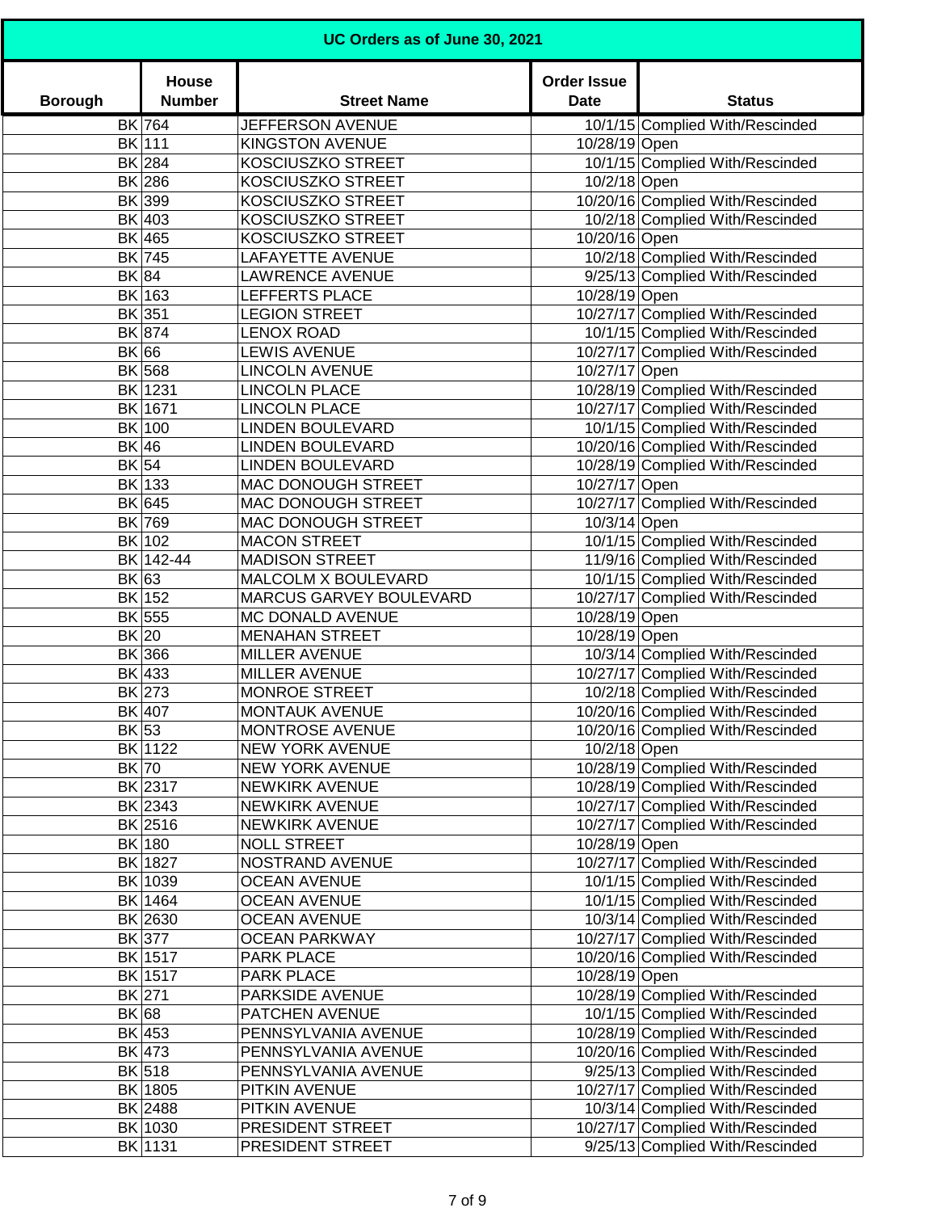| UC Orders as of June 30, 2021 | | | | |
|---|---|---|---|---|
| **Borough** | **House Number** | **Street Name** | **Order Issue Date** | **Status** |
| BK | 764 | JEFFERSON AVENUE | 10/1/15 | Complied With/Rescinded |
| BK | 111 | KINGSTON AVENUE | 10/28/19 | Open |
| BK | 284 | KOSCIUSZKO STREET | 10/1/15 | Complied With/Rescinded |
| BK | 286 | KOSCIUSZKO STREET | 10/2/18 | Open |
| BK | 399 | KOSCIUSZKO STREET | 10/20/16 | Complied With/Rescinded |
| BK | 403 | KOSCIUSZKO STREET | 10/2/18 | Complied With/Rescinded |
| BK | 465 | KOSCIUSZKO STREET | 10/20/16 | Open |
| BK | 745 | LAFAYETTE AVENUE | 10/2/18 | Complied With/Rescinded |
| BK | 84 | LAWRENCE AVENUE | 9/25/13 | Complied With/Rescinded |
| BK | 163 | LEFFERTS PLACE | 10/28/19 | Open |
| BK | 351 | LEGION STREET | 10/27/17 | Complied With/Rescinded |
| BK | 874 | LENOX ROAD | 10/1/15 | Complied With/Rescinded |
| BK | 66 | LEWIS AVENUE | 10/27/17 | Complied With/Rescinded |
| BK | 568 | LINCOLN AVENUE | 10/27/17 | Open |
| BK | 1231 | LINCOLN PLACE | 10/28/19 | Complied With/Rescinded |
| BK | 1671 | LINCOLN PLACE | 10/27/17 | Complied With/Rescinded |
| BK | 100 | LINDEN BOULEVARD | 10/1/15 | Complied With/Rescinded |
| BK | 46 | LINDEN BOULEVARD | 10/20/16 | Complied With/Rescinded |
| BK | 54 | LINDEN BOULEVARD | 10/28/19 | Complied With/Rescinded |
| BK | 133 | MAC DONOUGH STREET | 10/27/17 | Open |
| BK | 645 | MAC DONOUGH STREET | 10/27/17 | Complied With/Rescinded |
| BK | 769 | MAC DONOUGH STREET | 10/3/14 | Open |
| BK | 102 | MACON STREET | 10/1/15 | Complied With/Rescinded |
| BK | 142-44 | MADISON STREET | 11/9/16 | Complied With/Rescinded |
| BK | 63 | MALCOLM X BOULEVARD | 10/1/15 | Complied With/Rescinded |
| BK | 152 | MARCUS GARVEY BOULEVARD | 10/27/17 | Complied With/Rescinded |
| BK | 555 | MC DONALD AVENUE | 10/28/19 | Open |
| BK | 20 | MENAHAN STREET | 10/28/19 | Open |
| BK | 366 | MILLER AVENUE | 10/3/14 | Complied With/Rescinded |
| BK | 433 | MILLER AVENUE | 10/27/17 | Complied With/Rescinded |
| BK | 273 | MONROE STREET | 10/2/18 | Complied With/Rescinded |
| BK | 407 | MONTAUK AVENUE | 10/20/16 | Complied With/Rescinded |
| BK | 53 | MONTROSE AVENUE | 10/20/16 | Complied With/Rescinded |
| BK | 1122 | NEW YORK AVENUE | 10/2/18 | Open |
| BK | 70 | NEW YORK AVENUE | 10/28/19 | Complied With/Rescinded |
| BK | 2317 | NEWKIRK AVENUE | 10/28/19 | Complied With/Rescinded |
| BK | 2343 | NEWKIRK AVENUE | 10/27/17 | Complied With/Rescinded |
| BK | 2516 | NEWKIRK AVENUE | 10/27/17 | Complied With/Rescinded |
| BK | 180 | NOLL STREET | 10/28/19 | Open |
| BK | 1827 | NOSTRAND AVENUE | 10/27/17 | Complied With/Rescinded |
| BK | 1039 | OCEAN AVENUE | 10/1/15 | Complied With/Rescinded |
| BK | 1464 | OCEAN AVENUE | 10/1/15 | Complied With/Rescinded |
| BK | 2630 | OCEAN AVENUE | 10/3/14 | Complied With/Rescinded |
| BK | 377 | OCEAN PARKWAY | 10/27/17 | Complied With/Rescinded |
| BK | 1517 | PARK PLACE | 10/20/16 | Complied With/Rescinded |
| BK | 1517 | PARK PLACE | 10/28/19 | Open |
| BK | 271 | PARKSIDE AVENUE | 10/28/19 | Complied With/Rescinded |
| BK | 68 | PATCHEN AVENUE | 10/1/15 | Complied With/Rescinded |
| BK | 453 | PENNSYLVANIA AVENUE | 10/28/19 | Complied With/Rescinded |
| BK | 473 | PENNSYLVANIA AVENUE | 10/20/16 | Complied With/Rescinded |
| BK | 518 | PENNSYLVANIA AVENUE | 9/25/13 | Complied With/Rescinded |
| BK | 1805 | PITKIN AVENUE | 10/27/17 | Complied With/Rescinded |
| BK | 2488 | PITKIN AVENUE | 10/3/14 | Complied With/Rescinded |
| BK | 1030 | PRESIDENT STREET | 10/27/17 | Complied With/Rescinded |
| BK | 1131 | PRESIDENT STREET | 9/25/13 | Complied With/Rescinded |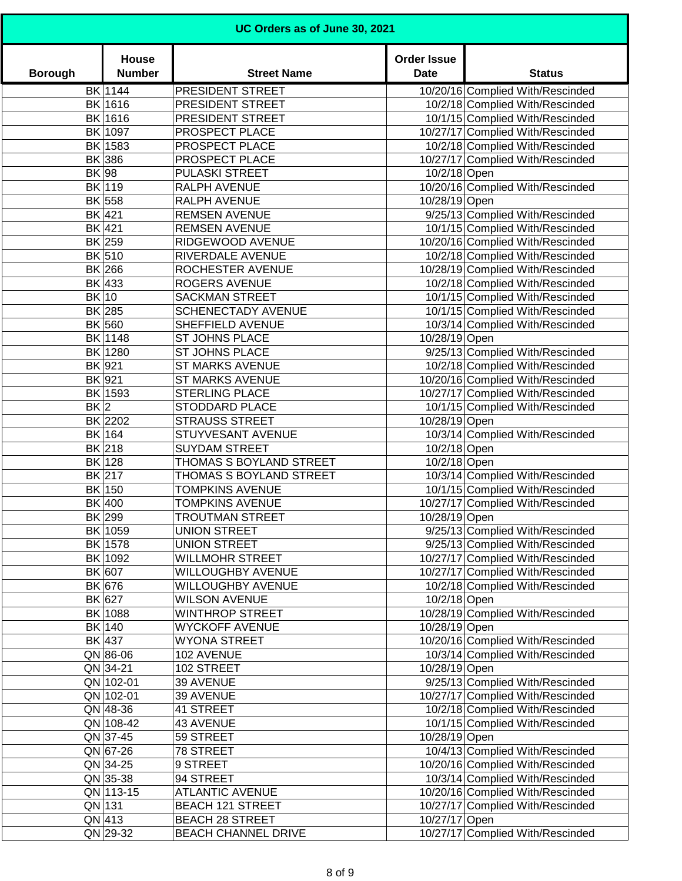| UC Orders as of June 30, 2021 | | | | |
|---|---|---|---|---|
| **Borough** | **House Number** | **Street Name** | **Order Issue Date** | **Status** |
| BK | 1144 | PRESIDENT STREET | 10/20/16 | Complied With/Rescinded |
| BK | 1616 | PRESIDENT STREET | 10/2/18 | Complied With/Rescinded |
| BK | 1616 | PRESIDENT STREET | 10/1/15 | Complied With/Rescinded |
| BK | 1097 | PROSPECT PLACE | 10/27/17 | Complied With/Rescinded |
| BK | 1583 | PROSPECT PLACE | 10/2/18 | Complied With/Rescinded |
| BK | 386 | PROSPECT PLACE | 10/27/17 | Complied With/Rescinded |
| BK | 98 | PULASKI STREET | 10/2/18 | Open |
| BK | 119 | RALPH AVENUE | 10/20/16 | Complied With/Rescinded |
| BK | 558 | RALPH AVENUE | 10/28/19 | Open |
| BK | 421 | REMSEN AVENUE | 9/25/13 | Complied With/Rescinded |
| BK | 421 | REMSEN AVENUE | 10/1/15 | Complied With/Rescinded |
| BK | 259 | RIDGEWOOD AVENUE | 10/20/16 | Complied With/Rescinded |
| BK | 510 | RIVERDALE AVENUE | 10/2/18 | Complied With/Rescinded |
| BK | 266 | ROCHESTER AVENUE | 10/28/19 | Complied With/Rescinded |
| BK | 433 | ROGERS AVENUE | 10/2/18 | Complied With/Rescinded |
| BK | 10 | SACKMAN STREET | 10/1/15 | Complied With/Rescinded |
| BK | 285 | SCHENECTADY AVENUE | 10/1/15 | Complied With/Rescinded |
| BK | 560 | SHEFFIELD AVENUE | 10/3/14 | Complied With/Rescinded |
| BK | 1148 | ST JOHNS PLACE | 10/28/19 | Open |
| BK | 1280 | ST JOHNS PLACE | 9/25/13 | Complied With/Rescinded |
| BK | 921 | ST MARKS AVENUE | 10/2/18 | Complied With/Rescinded |
| BK | 921 | ST MARKS AVENUE | 10/20/16 | Complied With/Rescinded |
| BK | 1593 | STERLING PLACE | 10/27/17 | Complied With/Rescinded |
| BK | 2 | STODDARD PLACE | 10/1/15 | Complied With/Rescinded |
| BK | 2202 | STRAUSS STREET | 10/28/19 | Open |
| BK | 164 | STUYVESANT AVENUE | 10/3/14 | Complied With/Rescinded |
| BK | 218 | SUYDAM STREET | 10/2/18 | Open |
| BK | 128 | THOMAS S BOYLAND STREET | 10/2/18 | Open |
| BK | 217 | THOMAS S BOYLAND STREET | 10/3/14 | Complied With/Rescinded |
| BK | 150 | TOMPKINS AVENUE | 10/1/15 | Complied With/Rescinded |
| BK | 400 | TOMPKINS AVENUE | 10/27/17 | Complied With/Rescinded |
| BK | 299 | TROUTMAN STREET | 10/28/19 | Open |
| BK | 1059 | UNION STREET | 9/25/13 | Complied With/Rescinded |
| BK | 1578 | UNION STREET | 9/25/13 | Complied With/Rescinded |
| BK | 1092 | WILLMOHR STREET | 10/27/17 | Complied With/Rescinded |
| BK | 607 | WILLOUGHBY AVENUE | 10/27/17 | Complied With/Rescinded |
| BK | 676 | WILLOUGHBY AVENUE | 10/2/18 | Complied With/Rescinded |
| BK | 627 | WILSON AVENUE | 10/2/18 | Open |
| BK | 1088 | WINTHROP STREET | 10/28/19 | Complied With/Rescinded |
| BK | 140 | WYCKOFF AVENUE | 10/28/19 | Open |
| BK | 437 | WYONA STREET | 10/20/16 | Complied With/Rescinded |
| QN | 86-06 | 102 AVENUE | 10/3/14 | Complied With/Rescinded |
| QN | 34-21 | 102 STREET | 10/28/19 | Open |
| QN | 102-01 | 39 AVENUE | 9/25/13 | Complied With/Rescinded |
| QN | 102-01 | 39 AVENUE | 10/27/17 | Complied With/Rescinded |
| QN | 48-36 | 41 STREET | 10/2/18 | Complied With/Rescinded |
| QN | 108-42 | 43 AVENUE | 10/1/15 | Complied With/Rescinded |
| QN | 37-45 | 59 STREET | 10/28/19 | Open |
| QN | 67-26 | 78 STREET | 10/4/13 | Complied With/Rescinded |
| QN | 34-25 | 9 STREET | 10/20/16 | Complied With/Rescinded |
| QN | 35-38 | 94 STREET | 10/3/14 | Complied With/Rescinded |
| QN | 113-15 | ATLANTIC AVENUE | 10/20/16 | Complied With/Rescinded |
| QN | 131 | BEACH 121 STREET | 10/27/17 | Complied With/Rescinded |
| QN | 413 | BEACH 28 STREET | 10/27/17 | Open |
| QN | 29-32 | BEACH CHANNEL DRIVE | 10/27/17 | Complied With/Rescinded |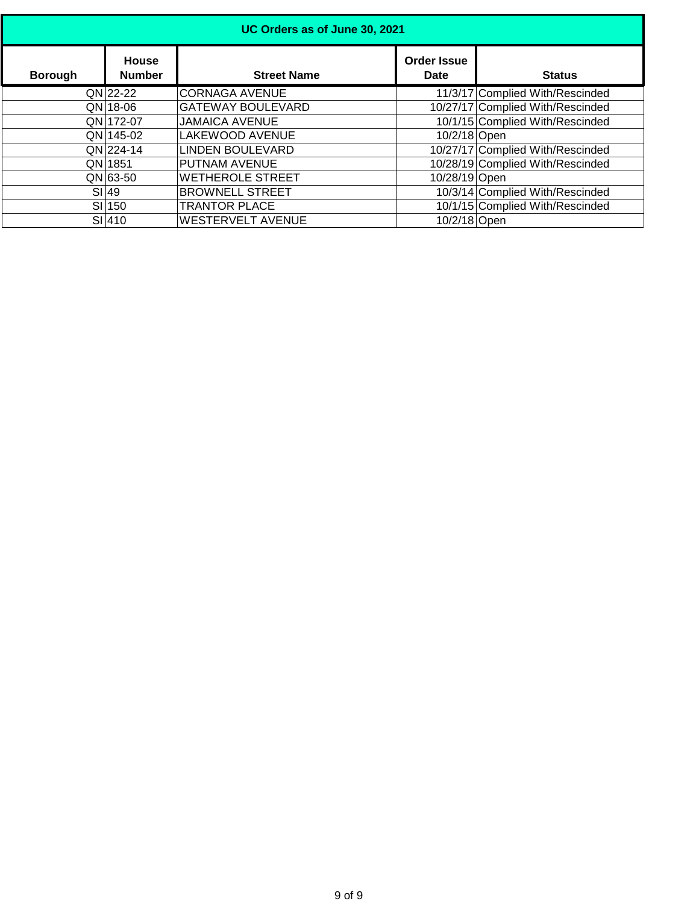## UC Orders as of June 30, 2021

| Borough | House Number | Street Name | Order Issue Date | Status |
|---|---|---|---|---|
| QN | 22-22 | CORNAGA AVENUE | 11/3/17 | Complied With/Rescinded |
| QN | 18-06 | GATEWAY BOULEVARD | 10/27/17 | Complied With/Rescinded |
| QN | 172-07 | JAMAICA AVENUE | 10/1/15 | Complied With/Rescinded |
| QN | 145-02 | LAKEWOOD AVENUE | 10/2/18 | Open |
| QN | 224-14 | LINDEN BOULEVARD | 10/27/17 | Complied With/Rescinded |
| QN | 1851 | PUTNAM AVENUE | 10/28/19 | Complied With/Rescinded |
| QN | 63-50 | WETHEROLE STREET | 10/28/19 | Open |
| SI | 49 | BROWNELL STREET | 10/3/14 | Complied With/Rescinded |
| SI | 150 | TRANTOR PLACE | 10/1/15 | Complied With/Rescinded |
| SI | 410 | WESTERVELT AVENUE | 10/2/18 | Open |